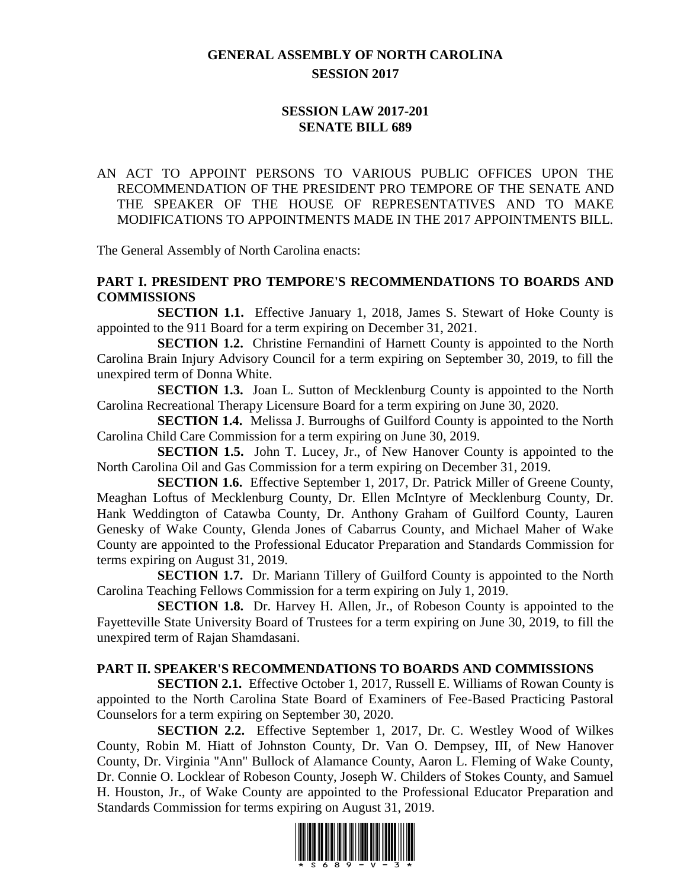# GENERAL ASSEMBLY OF NORTH CAROLINA
## SESSION 2017

## SESSION LAW 2017-201
## SENATE BILL 689

AN ACT TO APPOINT PERSONS TO VARIOUS PUBLIC OFFICES UPON THE RECOMMENDATION OF THE PRESIDENT PRO TEMPORE OF THE SENATE AND THE SPEAKER OF THE HOUSE OF REPRESENTATIVES AND TO MAKE MODIFICATIONS TO APPOINTMENTS MADE IN THE 2017 APPOINTMENTS BILL.

The General Assembly of North Carolina enacts:

**PART I. PRESIDENT PRO TEMPORE'S RECOMMENDATIONS TO BOARDS AND COMMISSIONS**

**SECTION 1.1.** Effective January 1, 2018, James S. Stewart of Hoke County is appointed to the 911 Board for a term expiring on December 31, 2021.

**SECTION 1.2.** Christine Fernandini of Harnett County is appointed to the North Carolina Brain Injury Advisory Council for a term expiring on September 30, 2019, to fill the unexpired term of Donna White.

**SECTION 1.3.** Joan L. Sutton of Mecklenburg County is appointed to the North Carolina Recreational Therapy Licensure Board for a term expiring on June 30, 2020.

**SECTION 1.4.** Melissa J. Burroughs of Guilford County is appointed to the North Carolina Child Care Commission for a term expiring on June 30, 2019.

**SECTION 1.5.** John T. Lucey, Jr., of New Hanover County is appointed to the North Carolina Oil and Gas Commission for a term expiring on December 31, 2019.

**SECTION 1.6.** Effective September 1, 2017, Dr. Patrick Miller of Greene County, Meaghan Loftus of Mecklenburg County, Dr. Ellen McIntyre of Mecklenburg County, Dr. Hank Weddington of Catawba County, Dr. Anthony Graham of Guilford County, Lauren Genesky of Wake County, Glenda Jones of Cabarrus County, and Michael Maher of Wake County are appointed to the Professional Educator Preparation and Standards Commission for terms expiring on August 31, 2019.

**SECTION 1.7.** Dr. Mariann Tillery of Guilford County is appointed to the North Carolina Teaching Fellows Commission for a term expiring on July 1, 2019.

**SECTION 1.8.** Dr. Harvey H. Allen, Jr., of Robeson County is appointed to the Fayetteville State University Board of Trustees for a term expiring on June 30, 2019, to fill the unexpired term of Rajan Shamdasani.

**PART II. SPEAKER'S RECOMMENDATIONS TO BOARDS AND COMMISSIONS**

**SECTION 2.1.** Effective October 1, 2017, Russell E. Williams of Rowan County is appointed to the North Carolina State Board of Examiners of Fee-Based Practicing Pastoral Counselors for a term expiring on September 30, 2020.

**SECTION 2.2.** Effective September 1, 2017, Dr. C. Westley Wood of Wilkes County, Robin M. Hiatt of Johnston County, Dr. Van O. Dempsey, III, of New Hanover County, Dr. Virginia "Ann" Bullock of Alamance County, Aaron L. Fleming of Wake County, Dr. Connie O. Locklear of Robeson County, Joseph W. Childers of Stokes County, and Samuel H. Houston, Jr., of Wake County are appointed to the Professional Educator Preparation and Standards Commission for terms expiring on August 31, 2019.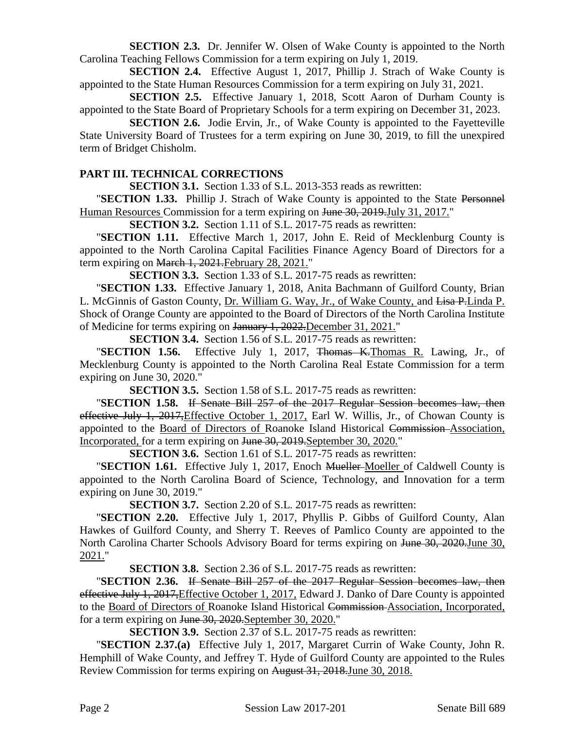**SECTION 2.3.** Dr. Jennifer W. Olsen of Wake County is appointed to the North Carolina Teaching Fellows Commission for a term expiring on July 1, 2019.

**SECTION 2.4.** Effective August 1, 2017, Phillip J. Strach of Wake County is appointed to the State Human Resources Commission for a term expiring on July 31, 2021.

**SECTION 2.5.** Effective January 1, 2018, Scott Aaron of Durham County is appointed to the State Board of Proprietary Schools for a term expiring on December 31, 2023.

**SECTION 2.6.** Jodie Ervin, Jr., of Wake County is appointed to the Fayetteville State University Board of Trustees for a term expiring on June 30, 2019, to fill the unexpired term of Bridget Chisholm.

## PART III. TECHNICAL CORRECTIONS

**SECTION 3.1.** Section 1.33 of S.L. 2013-353 reads as rewritten:

"**SECTION 1.33.** Phillip J. Strach of Wake County is appointed to the State ~~Personnel~~ <u>Human Resources</u> Commission for a term expiring on ~~June 30, 2019.~~<u>July 31, 2017.</u>"

**SECTION 3.2.** Section 1.11 of S.L. 2017-75 reads as rewritten:

"**SECTION 1.11.** Effective March 1, 2017, John E. Reid of Mecklenburg County is appointed to the North Carolina Capital Facilities Finance Agency Board of Directors for a term expiring on ~~March 1, 2021.~~<u>February 28, 2021.</u>"

**SECTION 3.3.** Section 1.33 of S.L. 2017-75 reads as rewritten:

"**SECTION 1.33.** Effective January 1, 2018, Anita Bachmann of Guilford County, Brian L. McGinnis of Gaston County, <u>Dr. William G. Way, Jr., of Wake County,</u> and ~~Lisa P.~~<u>Linda P.</u> Shock of Orange County are appointed to the Board of Directors of the North Carolina Institute of Medicine for terms expiring on ~~January 1, 2022.~~<u>December 31, 2021.</u>"

**SECTION 3.4.** Section 1.56 of S.L. 2017-75 reads as rewritten:

"**SECTION 1.56.** Effective July 1, 2017, ~~Thomas K.~~<u>Thomas R.</u> Lawing, Jr., of Mecklenburg County is appointed to the North Carolina Real Estate Commission for a term expiring on June 30, 2020."

**SECTION 3.5.** Section 1.58 of S.L. 2017-75 reads as rewritten:

"**SECTION 1.58.** ~~If Senate Bill 257 of the 2017 Regular Session becomes law, then effective July 1, 2017,~~<u>Effective October 1, 2017,</u> Earl W. Willis, Jr., of Chowan County is appointed to the <u>Board of Directors of</u> Roanoke Island Historical ~~Commission~~ <u>Association, Incorporated,</u> for a term expiring on ~~June 30, 2019.~~<u>September 30, 2020.</u>"

**SECTION 3.6.** Section 1.61 of S.L. 2017-75 reads as rewritten:

"**SECTION 1.61.** Effective July 1, 2017, Enoch ~~Mueller~~ <u>Moeller</u> of Caldwell County is appointed to the North Carolina Board of Science, Technology, and Innovation for a term expiring on June 30, 2019."

**SECTION 3.7.** Section 2.20 of S.L. 2017-75 reads as rewritten:

"**SECTION 2.20.** Effective July 1, 2017, Phyllis P. Gibbs of Guilford County, Alan Hawkes of Guilford County, and Sherry T. Reeves of Pamlico County are appointed to the North Carolina Charter Schools Advisory Board for terms expiring on ~~June 30, 2020.~~<u>June 30, 2021.</u>"

**SECTION 3.8.** Section 2.36 of S.L. 2017-75 reads as rewritten:

"**SECTION 2.36.** ~~If Senate Bill 257 of the 2017 Regular Session becomes law, then effective July 1, 2017,~~<u>Effective October 1, 2017,</u> Edward J. Danko of Dare County is appointed to the <u>Board of Directors of</u> Roanoke Island Historical ~~Commission~~ <u>Association, Incorporated,</u> for a term expiring on ~~June 30, 2020.~~<u>September 30, 2020.</u>"

**SECTION 3.9.** Section 2.37 of S.L. 2017-75 reads as rewritten:

"**SECTION 2.37.(a)** Effective July 1, 2017, Margaret Currin of Wake County, John R. Hemphill of Wake County, and Jeffrey T. Hyde of Guilford County are appointed to the Rules Review Commission for terms expiring on ~~August 31, 2018.~~<u>June 30, 2018.</u>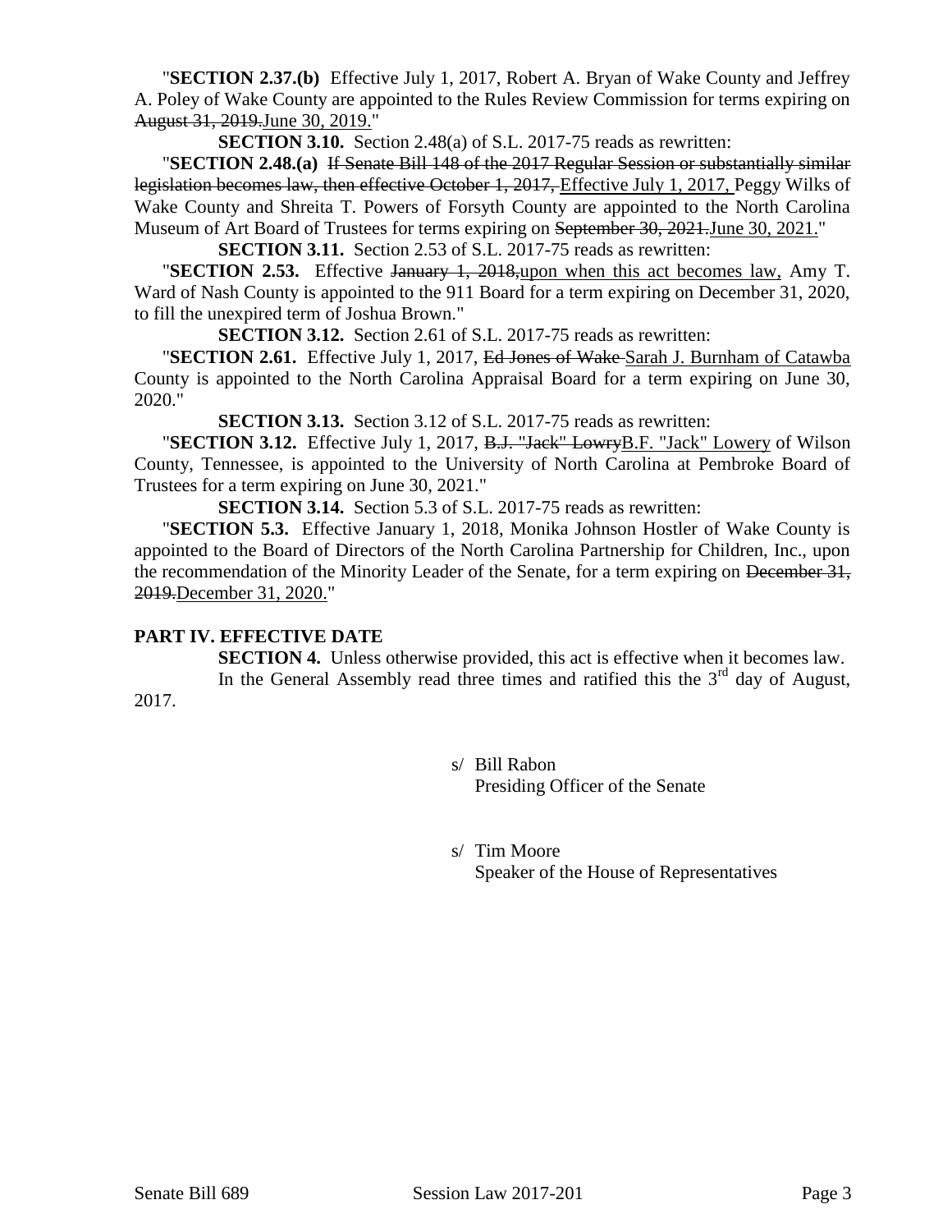"**SECTION 2.37.(b)** Effective July 1, 2017, Robert A. Bryan of Wake County and Jeffrey A. Poley of Wake County are appointed to the Rules Review Commission for terms expiring on ~~August 31, 2019.~~June 30, 2019."

**SECTION 3.10.** Section 2.48(a) of S.L. 2017-75 reads as rewritten:

"**SECTION 2.48.(a)** ~~If Senate Bill 148 of the 2017 Regular Session or substantially similar legislation becomes law, then effective October 1, 2017,~~ Effective July 1, 2017, Peggy Wilks of Wake County and Shreita T. Powers of Forsyth County are appointed to the North Carolina Museum of Art Board of Trustees for terms expiring on ~~September 30, 2021.~~June 30, 2021."

**SECTION 3.11.** Section 2.53 of S.L. 2017-75 reads as rewritten:

"**SECTION 2.53.** Effective ~~January 1, 2018,~~upon when this act becomes law, Amy T. Ward of Nash County is appointed to the 911 Board for a term expiring on December 31, 2020, to fill the unexpired term of Joshua Brown."

**SECTION 3.12.** Section 2.61 of S.L. 2017-75 reads as rewritten:

"**SECTION 2.61.** Effective July 1, 2017, ~~Ed Jones of Wake~~ Sarah J. Burnham of Catawba County is appointed to the North Carolina Appraisal Board for a term expiring on June 30, 2020."

**SECTION 3.13.** Section 3.12 of S.L. 2017-75 reads as rewritten:

"**SECTION 3.12.** Effective July 1, 2017, ~~B.J. "Jack" Lowry~~B.F. "Jack" Lowery of Wilson County, Tennessee, is appointed to the University of North Carolina at Pembroke Board of Trustees for a term expiring on June 30, 2021."

**SECTION 3.14.** Section 5.3 of S.L. 2017-75 reads as rewritten:

"**SECTION 5.3.** Effective January 1, 2018, Monika Johnson Hostler of Wake County is appointed to the Board of Directors of the North Carolina Partnership for Children, Inc., upon the recommendation of the Minority Leader of the Senate, for a term expiring on ~~December 31, 2019.~~December 31, 2020."

**PART IV. EFFECTIVE DATE**

**SECTION 4.** Unless otherwise provided, this act is effective when it becomes law.

In the General Assembly read three times and ratified this the 3rd day of August, 2017.

s/ Bill Rabon
Presiding Officer of the Senate

s/ Tim Moore
Speaker of the House of Representatives